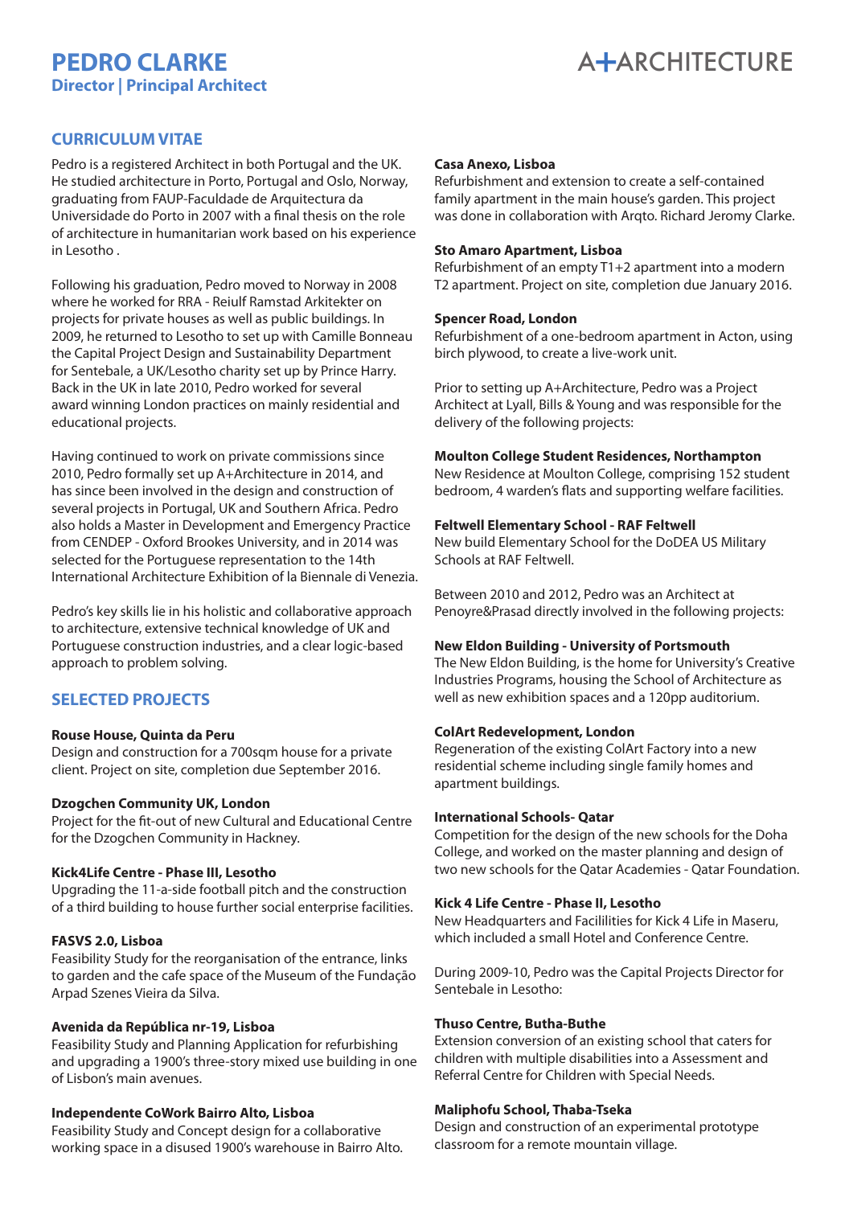# PEDRO CLARKE

**Director | Principal Architect**

A+ARCHITECTURE

## CURRICULUM VITAE

Pedro is a registered Architect in both Portugal and the UK. He studied architecture in Porto, Portugal and Oslo, Norway, graduating from FAUP-Faculdade de Arquitectura da Universidade do Porto in 2007 with a final thesis on the role of architecture in humanitarian work based on his experience in Lesotho .

Following his graduation, Pedro moved to Norway in 2008 where he worked for RRA - Reiulf Ramstad Arkitekter on projects for private houses as well as public buildings. In 2009, he returned to Lesotho to set up with Camille Bonneau the Capital Project Design and Sustainability Department for Sentebale, a UK/Lesotho charity set up by Prince Harry. Back in the UK in late 2010, Pedro worked for several award winning London practices on mainly residential and educational projects.

Having continued to work on private commissions since 2010, Pedro formally set up A+Architecture in 2014, and has since been involved in the design and construction of several projects in Portugal, UK and Southern Africa. Pedro also holds a Master in Development and Emergency Practice from CENDEP - Oxford Brookes University, and in 2014 was selected for the Portuguese representation to the 14th International Architecture Exhibition of la Biennale di Venezia.

Pedro's key skills lie in his holistic and collaborative approach to architecture, extensive technical knowledge of UK and Portuguese construction industries, and a clear logic-based approach to problem solving.

## SELECTED PROJECTS

**Rouse House, Quinta da Peru**
Design and construction for a 700sqm house for a private client. Project on site, completion due September 2016.

**Dzogchen Community UK, London**
Project for the fit-out of new Cultural and Educational Centre for the Dzogchen Community in Hackney.

**Kick4Life Centre - Phase III, Lesotho**
Upgrading the 11-a-side football pitch and the construction of a third building to house further social enterprise facilities.

**FASVS 2.0, Lisboa**
Feasibility Study for the reorganisation of the entrance, links to garden and the cafe space of the Museum of the Fundação Arpad Szenes Vieira da Silva.

**Avenida da República nr-19, Lisboa**
Feasibility Study and Planning Application for refurbishing and upgrading a 1900's three-story mixed use building in one of Lisbon's main avenues.

**Independente CoWork Bairro Alto, Lisboa**
Feasibility Study and Concept design for a collaborative working space in a disused 1900's warehouse in Bairro Alto.

**Casa Anexo, Lisboa**
Refurbishment and extension to create a self-contained family apartment in the main house's garden. This project was done in collaboration with Arqto. Richard Jeromy Clarke.

**Sto Amaro Apartment, Lisboa**
Refurbishment of an empty T1+2 apartment into a modern T2 apartment. Project on site, completion due January 2016.

**Spencer Road, London**
Refurbishment of a one-bedroom apartment in Acton, using birch plywood, to create a live-work unit.

Prior to setting up A+Architecture, Pedro was a Project Architect at Lyall, Bills & Young and was responsible for the delivery of the following projects:

**Moulton College Student Residences, Northampton**
New Residence at Moulton College, comprising 152 student bedroom, 4 warden's flats and supporting welfare facilities.

**Feltwell Elementary School - RAF Feltwell**
New build Elementary School for the DoDEA US Military Schools at RAF Feltwell.

Between 2010 and 2012, Pedro was an Architect at Penoyre&Prasad directly involved in the following projects:

**New Eldon Building - University of Portsmouth**
The New Eldon Building, is the home for University's Creative Industries Programs, housing the School of Architecture as well as new exhibition spaces and a 120pp auditorium.

**ColArt Redevelopment, London**
Regeneration of the existing ColArt Factory into a new residential scheme including single family homes and apartment buildings.

**International Schools- Qatar**
Competition for the design of the new schools for the Doha College, and worked on the master planning and design of two new schools for the Qatar Academies - Qatar Foundation.

**Kick 4 Life Centre - Phase II, Lesotho**
New Headquarters and Facililities for Kick 4 Life in Maseru, which included a small Hotel and Conference Centre.

During 2009-10, Pedro was the Capital Projects Director for Sentebale in Lesotho:

**Thuso Centre, Butha-Buthe**
Extension conversion of an existing school that caters for children with multiple disabilities into a Assessment and Referral Centre for Children with Special Needs.

**Maliphofu School, Thaba-Tseka**
Design and construction of an experimental prototype classroom for a remote mountain village.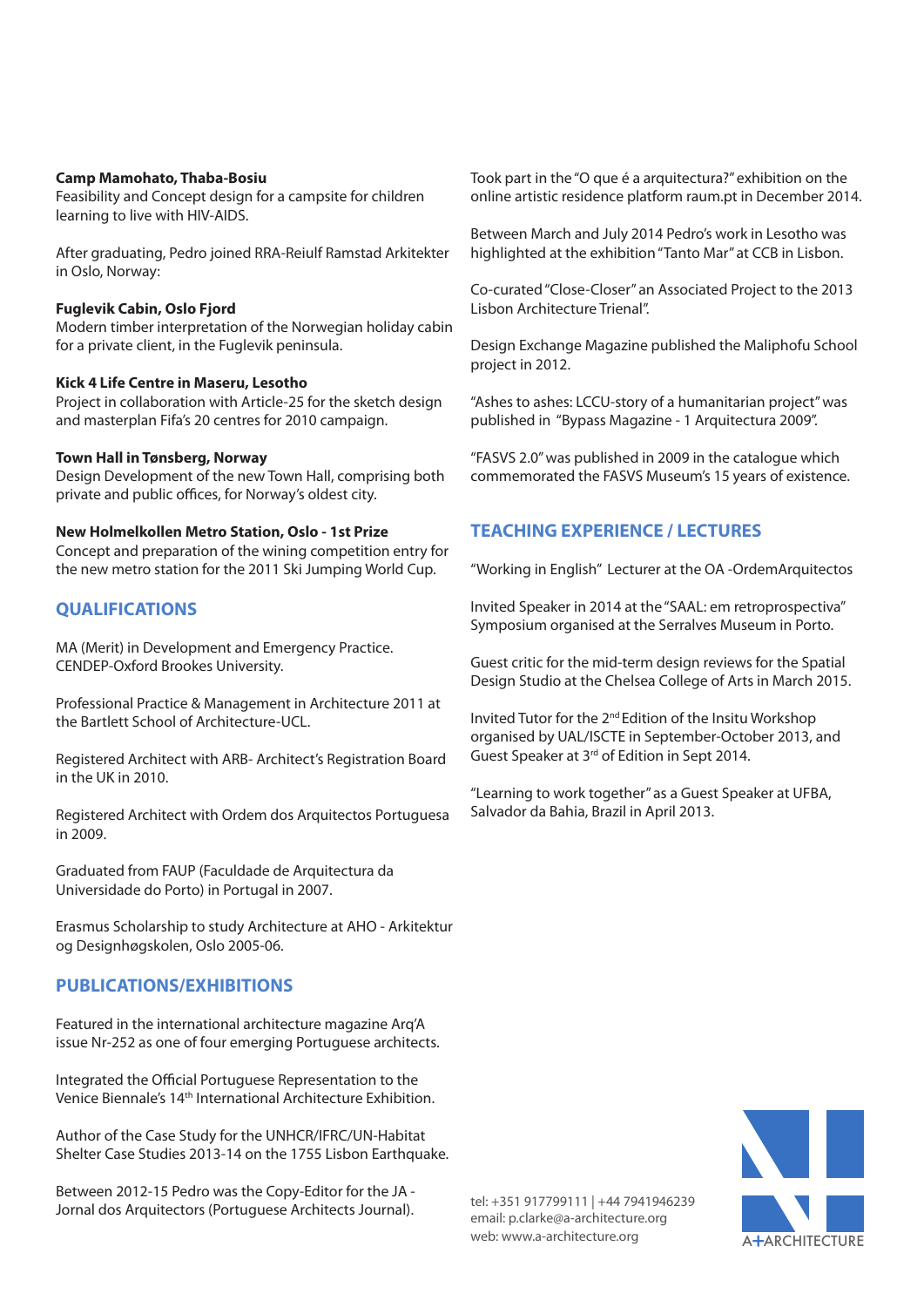**Camp Mamohato, Thaba-Bosiu**
Feasibility and Concept design for a campsite for children learning to live with HIV-AIDS.

After graduating, Pedro joined RRA-Reiulf Ramstad Arkitekter in Oslo, Norway:

**Fuglevik Cabin, Oslo Fjord**
Modern timber interpretation of the Norwegian holiday cabin for a private client, in the Fuglevik peninsula.

**Kick 4 Life Centre in Maseru, Lesotho**
Project in collaboration with Article-25 for the sketch design and masterplan Fifa's 20 centres for 2010 campaign.

**Town Hall in Tønsberg, Norway**
Design Development of the new Town Hall, comprising both private and public offices, for Norway's oldest city.

**New Holmelkollen Metro Station, Oslo - 1st Prize**
Concept and preparation of the wining competition entry for the new metro station for the 2011 Ski Jumping World Cup.

## QUALIFICATIONS

MA (Merit) in Development and Emergency Practice. CENDEP-Oxford Brookes University.

Professional Practice & Management in Architecture 2011 at the Bartlett School of Architecture-UCL.

Registered Architect with ARB- Architect's Registration Board in the UK in 2010.

Registered Architect with Ordem dos Arquitectos Portuguesa in 2009.

Graduated from FAUP (Faculdade de Arquitectura da Universidade do Porto) in Portugal in 2007.

Erasmus Scholarship to study Architecture at AHO - Arkitektur og Designhøgskolen, Oslo 2005-06.

## PUBLICATIONS/EXHIBITIONS

Featured in the international architecture magazine Arq'A issue Nr-252 as one of four emerging Portuguese architects.

Integrated the Official Portuguese Representation to the Venice Biennale's 14th International Architecture Exhibition.

Author of the Case Study for the UNHCR/IFRC/UN-Habitat Shelter Case Studies 2013-14 on the 1755 Lisbon Earthquake.

Between 2012-15 Pedro was the Copy-Editor for the JA - Jornal dos Arquitectors (Portuguese Architects Journal).

Took part in the "O que é a arquitectura?" exhibition on the online artistic residence platform raum.pt in December 2014.

Between March and July 2014 Pedro's work in Lesotho was highlighted at the exhibition "Tanto Mar" at CCB in Lisbon.

Co-curated "Close-Closer" an Associated Project to the 2013 Lisbon Architecture Trienal".

Design Exchange Magazine published the Maliphofu School project in 2012.

"Ashes to ashes: LCCU-story of a humanitarian project" was published in "Bypass Magazine - 1 Arquitectura 2009".

"FASVS 2.0" was published in 2009 in the catalogue which commemorated the FASVS Museum's 15 years of existence.

## TEACHING EXPERIENCE / LECTURES

"Working in English" Lecturer at the OA -OrdemArquitectos

Invited Speaker in 2014 at the "SAAL: em retroprospectiva" Symposium organised at the Serralves Museum in Porto.

Guest critic for the mid-term design reviews for the Spatial Design Studio at the Chelsea College of Arts in March 2015.

Invited Tutor for the 2nd Edition of the Insitu Workshop organised by UAL/ISCTE in September-October 2013, and Guest Speaker at 3rd of Edition in Sept 2014.

"Learning to work together" as a Guest Speaker at UFBA, Salvador da Bahia, Brazil in April 2013.

tel: +351 917799111 | +44 7941946239
email: p.clarke@a-architecture.org
web: www.a-architecture.org

A+ARCHITECTURE